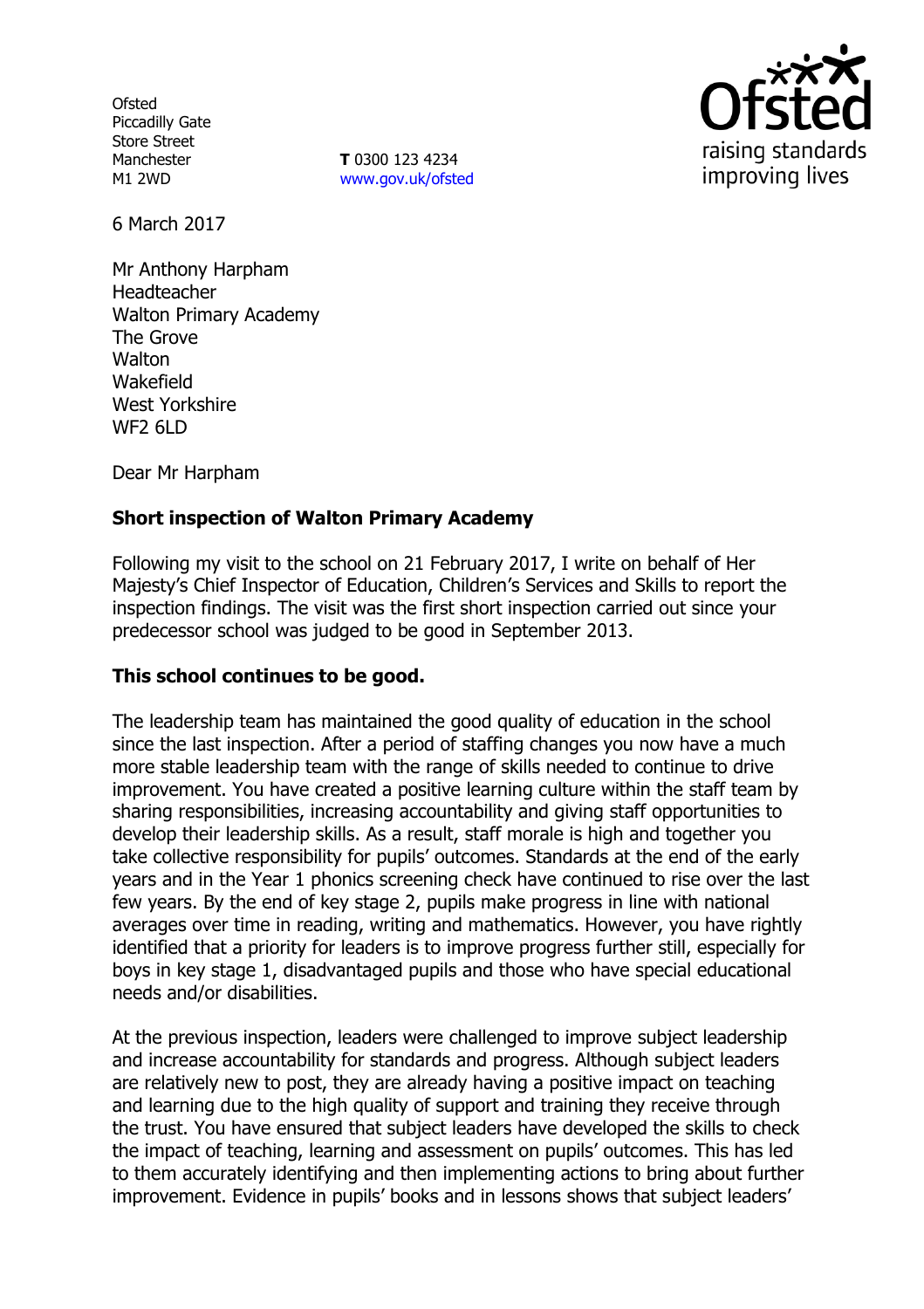Ofsted
Piccadilly Gate
Store Street
Manchester
M1 2WD

**T** 0300 123 4234
www.gov.uk/ofsted

6 March 2017

Mr Anthony Harpham
Headteacher
Walton Primary Academy
The Grove
Walton
Wakefield
West Yorkshire
WF2 6LD

Dear Mr Harpham

**Short inspection of Walton Primary Academy**

Following my visit to the school on 21 February 2017, I write on behalf of Her Majesty's Chief Inspector of Education, Children's Services and Skills to report the inspection findings. The visit was the first short inspection carried out since your predecessor school was judged to be good in September 2013.

**This school continues to be good.**

The leadership team has maintained the good quality of education in the school since the last inspection. After a period of staffing changes you now have a much more stable leadership team with the range of skills needed to continue to drive improvement. You have created a positive learning culture within the staff team by sharing responsibilities, increasing accountability and giving staff opportunities to develop their leadership skills. As a result, staff morale is high and together you take collective responsibility for pupils' outcomes. Standards at the end of the early years and in the Year 1 phonics screening check have continued to rise over the last few years. By the end of key stage 2, pupils make progress in line with national averages over time in reading, writing and mathematics. However, you have rightly identified that a priority for leaders is to improve progress further still, especially for boys in key stage 1, disadvantaged pupils and those who have special educational needs and/or disabilities.

At the previous inspection, leaders were challenged to improve subject leadership and increase accountability for standards and progress. Although subject leaders are relatively new to post, they are already having a positive impact on teaching and learning due to the high quality of support and training they receive through the trust. You have ensured that subject leaders have developed the skills to check the impact of teaching, learning and assessment on pupils' outcomes. This has led to them accurately identifying and then implementing actions to bring about further improvement. Evidence in pupils' books and in lessons shows that subject leaders'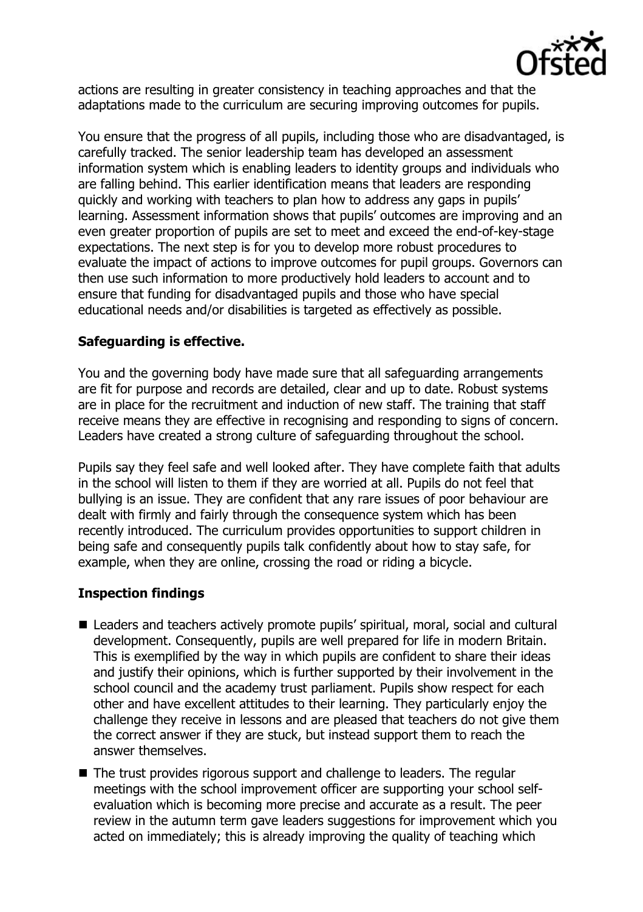actions are resulting in greater consistency in teaching approaches and that the adaptations made to the curriculum are securing improving outcomes for pupils.

You ensure that the progress of all pupils, including those who are disadvantaged, is carefully tracked. The senior leadership team has developed an assessment information system which is enabling leaders to identity groups and individuals who are falling behind. This earlier identification means that leaders are responding quickly and working with teachers to plan how to address any gaps in pupils' learning. Assessment information shows that pupils' outcomes are improving and an even greater proportion of pupils are set to meet and exceed the end-of-key-stage expectations. The next step is for you to develop more robust procedures to evaluate the impact of actions to improve outcomes for pupil groups. Governors can then use such information to more productively hold leaders to account and to ensure that funding for disadvantaged pupils and those who have special educational needs and/or disabilities is targeted as effectively as possible.

## Safeguarding is effective.

You and the governing body have made sure that all safeguarding arrangements are fit for purpose and records are detailed, clear and up to date. Robust systems are in place for the recruitment and induction of new staff. The training that staff receive means they are effective in recognising and responding to signs of concern. Leaders have created a strong culture of safeguarding throughout the school.

Pupils say they feel safe and well looked after. They have complete faith that adults in the school will listen to them if they are worried at all. Pupils do not feel that bullying is an issue. They are confident that any rare issues of poor behaviour are dealt with firmly and fairly through the consequence system which has been recently introduced. The curriculum provides opportunities to support children in being safe and consequently pupils talk confidently about how to stay safe, for example, when they are online, crossing the road or riding a bicycle.

## Inspection findings

- Leaders and teachers actively promote pupils' spiritual, moral, social and cultural development. Consequently, pupils are well prepared for life in modern Britain. This is exemplified by the way in which pupils are confident to share their ideas and justify their opinions, which is further supported by their involvement in the school council and the academy trust parliament. Pupils show respect for each other and have excellent attitudes to their learning. They particularly enjoy the challenge they receive in lessons and are pleased that teachers do not give them the correct answer if they are stuck, but instead support them to reach the answer themselves.
- The trust provides rigorous support and challenge to leaders. The regular meetings with the school improvement officer are supporting your school self-evaluation which is becoming more precise and accurate as a result. The peer review in the autumn term gave leaders suggestions for improvement which you acted on immediately; this is already improving the quality of teaching which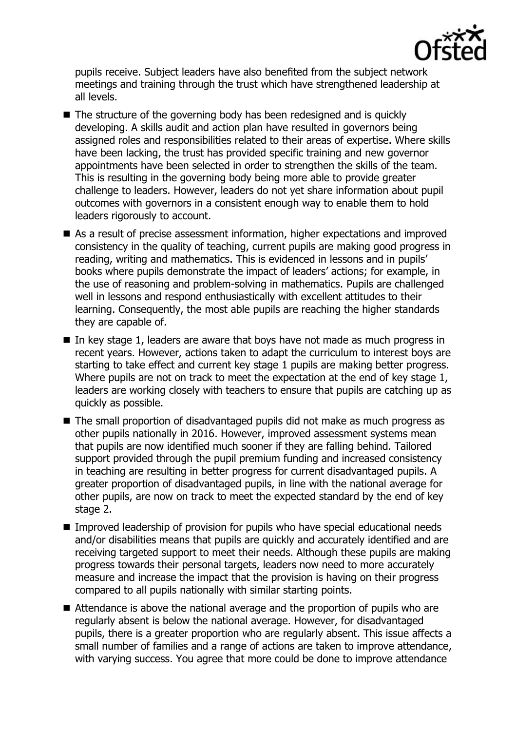pupils receive. Subject leaders have also benefited from the subject network meetings and training through the trust which have strengthened leadership at all levels.

- The structure of the governing body has been redesigned and is quickly developing. A skills audit and action plan have resulted in governors being assigned roles and responsibilities related to their areas of expertise. Where skills have been lacking, the trust has provided specific training and new governor appointments have been selected in order to strengthen the skills of the team. This is resulting in the governing body being more able to provide greater challenge to leaders. However, leaders do not yet share information about pupil outcomes with governors in a consistent enough way to enable them to hold leaders rigorously to account.
- As a result of precise assessment information, higher expectations and improved consistency in the quality of teaching, current pupils are making good progress in reading, writing and mathematics. This is evidenced in lessons and in pupils' books where pupils demonstrate the impact of leaders' actions; for example, in the use of reasoning and problem-solving in mathematics. Pupils are challenged well in lessons and respond enthusiastically with excellent attitudes to their learning. Consequently, the most able pupils are reaching the higher standards they are capable of.
- In key stage 1, leaders are aware that boys have not made as much progress in recent years. However, actions taken to adapt the curriculum to interest boys are starting to take effect and current key stage 1 pupils are making better progress. Where pupils are not on track to meet the expectation at the end of key stage 1, leaders are working closely with teachers to ensure that pupils are catching up as quickly as possible.
- The small proportion of disadvantaged pupils did not make as much progress as other pupils nationally in 2016. However, improved assessment systems mean that pupils are now identified much sooner if they are falling behind. Tailored support provided through the pupil premium funding and increased consistency in teaching are resulting in better progress for current disadvantaged pupils. A greater proportion of disadvantaged pupils, in line with the national average for other pupils, are now on track to meet the expected standard by the end of key stage 2.
- Improved leadership of provision for pupils who have special educational needs and/or disabilities means that pupils are quickly and accurately identified and are receiving targeted support to meet their needs. Although these pupils are making progress towards their personal targets, leaders now need to more accurately measure and increase the impact that the provision is having on their progress compared to all pupils nationally with similar starting points.
- Attendance is above the national average and the proportion of pupils who are regularly absent is below the national average. However, for disadvantaged pupils, there is a greater proportion who are regularly absent. This issue affects a small number of families and a range of actions are taken to improve attendance, with varying success. You agree that more could be done to improve attendance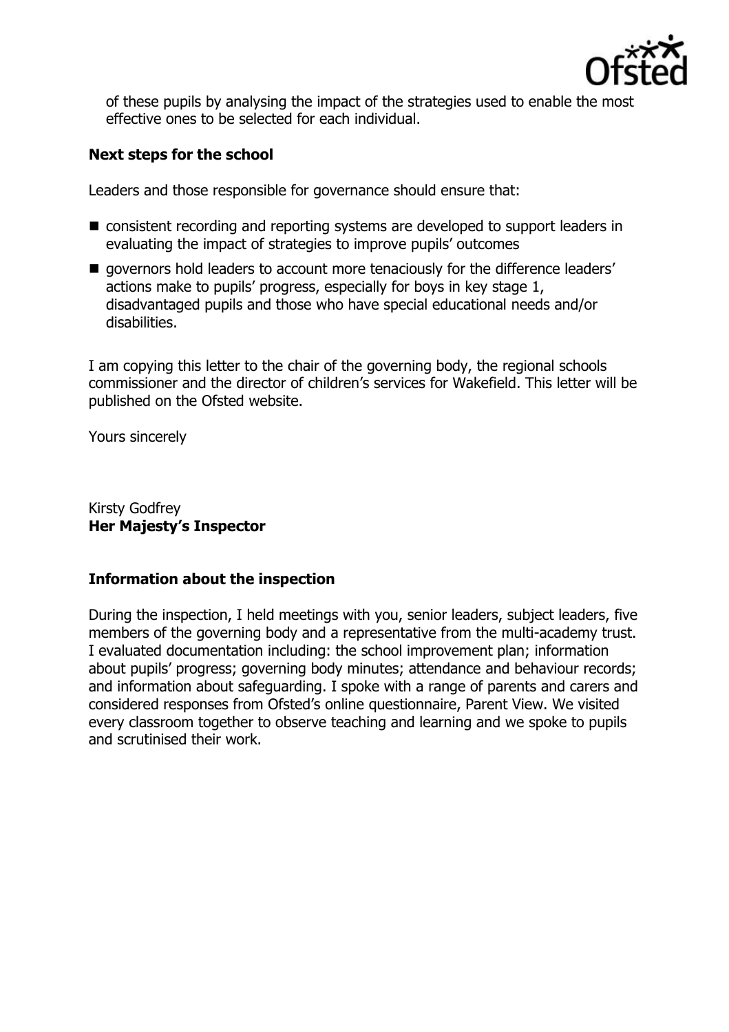of these pupils by analysing the impact of the strategies used to enable the most effective ones to be selected for each individual.

**Next steps for the school**

Leaders and those responsible for governance should ensure that:

- consistent recording and reporting systems are developed to support leaders in evaluating the impact of strategies to improve pupils' outcomes
- governors hold leaders to account more tenaciously for the difference leaders' actions make to pupils' progress, especially for boys in key stage 1, disadvantaged pupils and those who have special educational needs and/or disabilities.

I am copying this letter to the chair of the governing body, the regional schools commissioner and the director of children's services for Wakefield. This letter will be published on the Ofsted website.

Yours sincerely

Kirsty Godfrey
**Her Majesty's Inspector**

**Information about the inspection**

During the inspection, I held meetings with you, senior leaders, subject leaders, five members of the governing body and a representative from the multi-academy trust. I evaluated documentation including: the school improvement plan; information about pupils' progress; governing body minutes; attendance and behaviour records; and information about safeguarding. I spoke with a range of parents and carers and considered responses from Ofsted's online questionnaire, Parent View. We visited every classroom together to observe teaching and learning and we spoke to pupils and scrutinised their work.